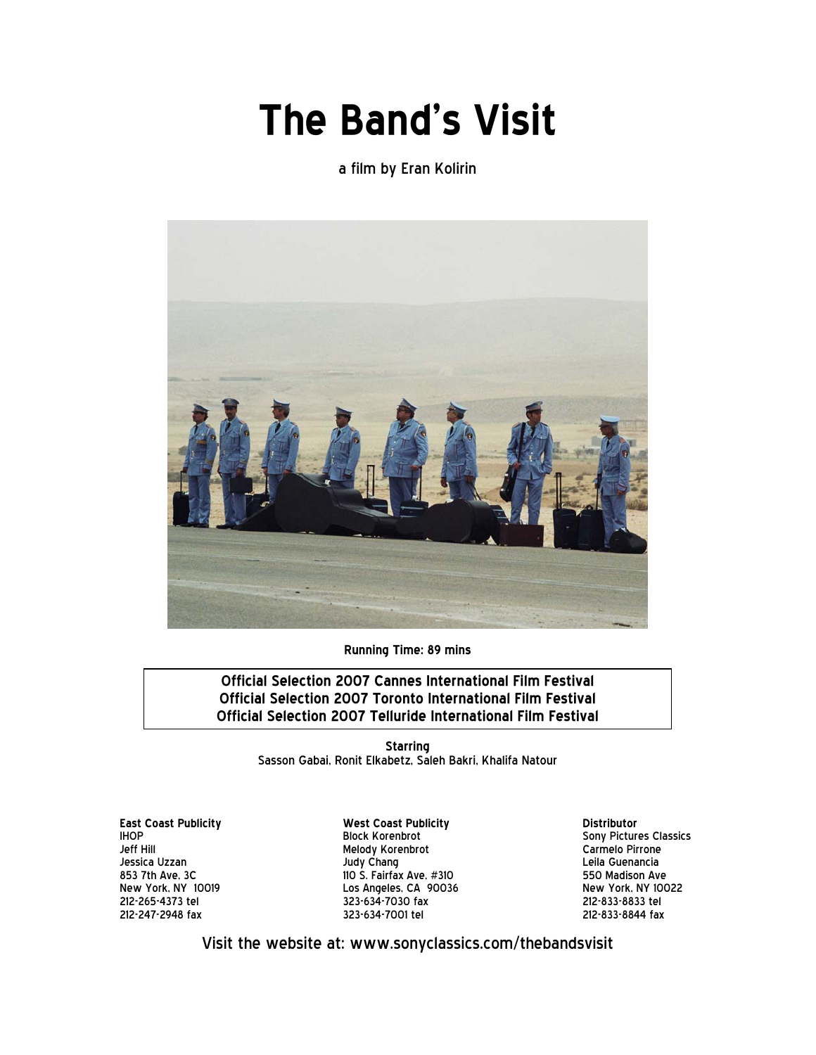# The Band's Visit

a film by Eran Kolirin

**Running Time: 89 mins**

**Official Selection 2007 Cannes International Film Festival**
**Official Selection 2007 Toronto International Film Festival**
**Official Selection 2007 Telluride International Film Festival**

**Starring**
Sasson Gabai, Ronit Elkabetz, Saleh Bakri, Khalifa Natour

**East Coast Publicity**
IHOP
Jeff Hill
Jessica Uzzan
853 7th Ave, 3C
New York, NY 10019
212-265-4373 tel
212-247-2948 fax

**West Coast Publicity**
Block Korenbrot
Melody Korenbrot
Judy Chang
110 S. Fairfax Ave, #310
Los Angeles, CA 90036
323-634-7030 fax
323-634-7001 tel

**Distributor**
Sony Pictures Classics
Carmelo Pirrone
Leila Guenancia
550 Madison Ave
New York, NY 10022
212-833-8833 tel
212-833-8844 fax

Visit the website at: www.sonyclassics.com/thebandsvisit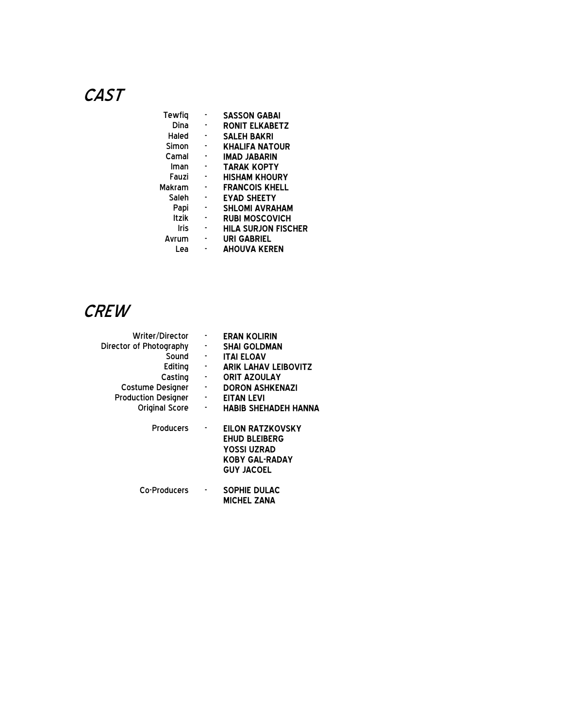# *CAST*

| | | |
|---:|:---:|:---|
| Tewfiq | - | **SASSON GABAI** |
| Dina | - | **RONIT ELKABETZ** |
| Haled | - | **SALEH BAKRI** |
| Simon | - | **KHALIFA NATOUR** |
| Camal | - | **IMAD JABARIN** |
| Iman | - | **TARAK KOPTY** |
| Fauzi | - | **HISHAM KHOURY** |
| Makram | - | **FRANCOIS KHELL** |
| Saleh | - | **EYAD SHEETY** |
| Papi | - | **SHLOMI AVRAHAM** |
| Itzik | - | **RUBI MOSCOVICH** |
| Iris | - | **HILA SURJON FISCHER** |
| Avrum | - | **URI GABRIEL** |
| Lea | - | **AHOUVA KEREN** |

# *CREW*

| | | |
|---:|:---:|:---|
| Writer/Director | - | **ERAN KOLIRIN** |
| Director of Photography | - | **SHAI GOLDMAN** |
| Sound | - | **ITAI ELOAV** |
| Editing | - | **ARIK LAHAV LEIBOVITZ** |
| Casting | - | **ORIT AZOULAY** |
| Costume Designer | - | **DORON ASHKENAZI** |
| Production Designer | - | **EITAN LEVI** |
| Original Score | - | **HABIB SHEHADEH HANNA** |
| Producers | - | **EILON RATZKOVSKY** |
| | | **EHUD BLEIBERG** |
| | | **YOSSI UZRAD** |
| | | **KOBY GAL-RADAY** |
| | | **GUY JACOEL** |
| Co-Producers | - | **SOPHIE DULAC** |
| | | **MICHEL ZANA** |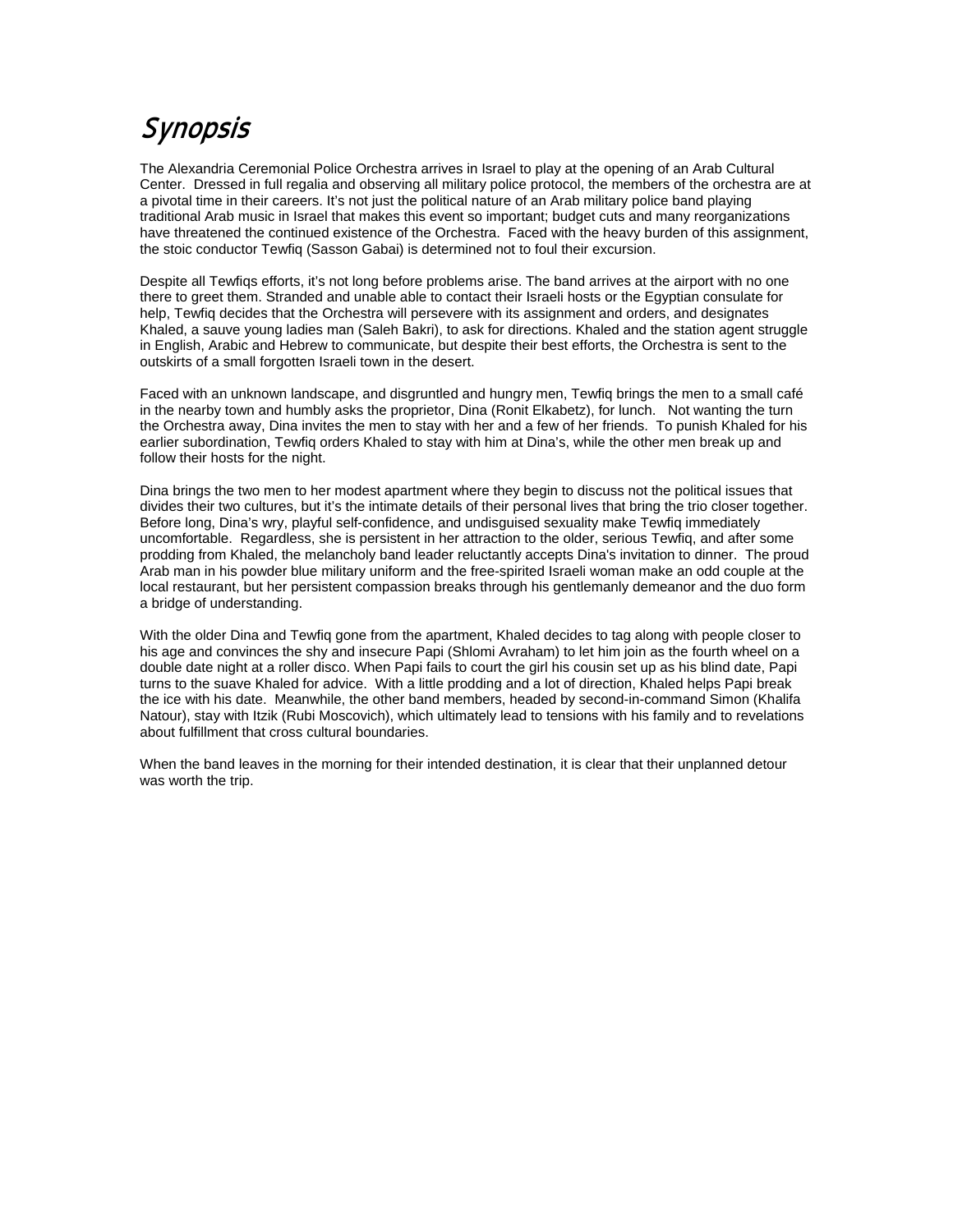# Synopsis

The Alexandria Ceremonial Police Orchestra arrives in Israel to play at the opening of an Arab Cultural Center. Dressed in full regalia and observing all military police protocol, the members of the orchestra are at a pivotal time in their careers. It's not just the political nature of an Arab military police band playing traditional Arab music in Israel that makes this event so important; budget cuts and many reorganizations have threatened the continued existence of the Orchestra. Faced with the heavy burden of this assignment, the stoic conductor Tewfiq (Sasson Gabai) is determined not to foul their excursion.

Despite all Tewfiqs efforts, it's not long before problems arise. The band arrives at the airport with no one there to greet them. Stranded and unable able to contact their Israeli hosts or the Egyptian consulate for help, Tewfiq decides that the Orchestra will persevere with its assignment and orders, and designates Khaled, a sauve young ladies man (Saleh Bakri), to ask for directions. Khaled and the station agent struggle in English, Arabic and Hebrew to communicate, but despite their best efforts, the Orchestra is sent to the outskirts of a small forgotten Israeli town in the desert.

Faced with an unknown landscape, and disgruntled and hungry men, Tewfiq brings the men to a small café in the nearby town and humbly asks the proprietor, Dina (Ronit Elkabetz), for lunch. Not wanting the turn the Orchestra away, Dina invites the men to stay with her and a few of her friends. To punish Khaled for his earlier subordination, Tewfiq orders Khaled to stay with him at Dina's, while the other men break up and follow their hosts for the night.

Dina brings the two men to her modest apartment where they begin to discuss not the political issues that divides their two cultures, but it's the intimate details of their personal lives that bring the trio closer together. Before long, Dina's wry, playful self-confidence, and undisguised sexuality make Tewfiq immediately uncomfortable. Regardless, she is persistent in her attraction to the older, serious Tewfiq, and after some prodding from Khaled, the melancholy band leader reluctantly accepts Dina's invitation to dinner. The proud Arab man in his powder blue military uniform and the free-spirited Israeli woman make an odd couple at the local restaurant, but her persistent compassion breaks through his gentlemanly demeanor and the duo form a bridge of understanding.

With the older Dina and Tewfiq gone from the apartment, Khaled decides to tag along with people closer to his age and convinces the shy and insecure Papi (Shlomi Avraham) to let him join as the fourth wheel on a double date night at a roller disco. When Papi fails to court the girl his cousin set up as his blind date, Papi turns to the suave Khaled for advice. With a little prodding and a lot of direction, Khaled helps Papi break the ice with his date. Meanwhile, the other band members, headed by second-in-command Simon (Khalifa Natour), stay with Itzik (Rubi Moscovich), which ultimately lead to tensions with his family and to revelations about fulfillment that cross cultural boundaries.

When the band leaves in the morning for their intended destination, it is clear that their unplanned detour was worth the trip.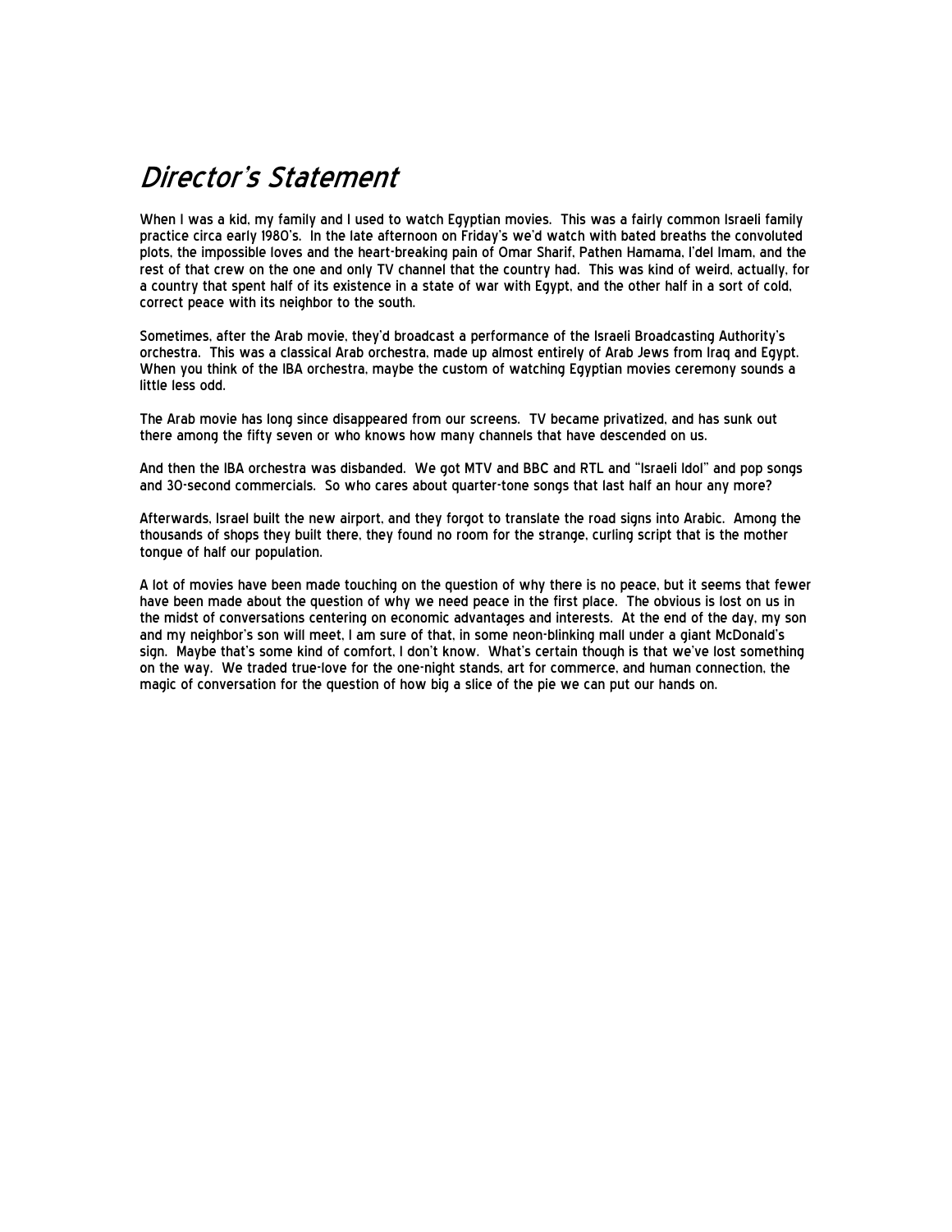# *Director's Statement*

When I was a kid, my family and I used to watch Egyptian movies. This was a fairly common Israeli family practice circa early 1980's. In the late afternoon on Friday's we'd watch with bated breaths the convoluted plots, the impossible loves and the heart-breaking pain of Omar Sharif, Pathen Hamama, I'del Imam, and the rest of that crew on the one and only TV channel that the country had. This was kind of weird, actually, for a country that spent half of its existence in a state of war with Egypt, and the other half in a sort of cold, correct peace with its neighbor to the south.

Sometimes, after the Arab movie, they'd broadcast a performance of the Israeli Broadcasting Authority's orchestra. This was a classical Arab orchestra, made up almost entirely of Arab Jews from Iraq and Egypt. When you think of the IBA orchestra, maybe the custom of watching Egyptian movies ceremony sounds a little less odd.

The Arab movie has long since disappeared from our screens. TV became privatized, and has sunk out there among the fifty seven or who knows how many channels that have descended on us.

And then the IBA orchestra was disbanded. We got MTV and BBC and RTL and "Israeli Idol" and pop songs and 30-second commercials. So who cares about quarter-tone songs that last half an hour any more?

Afterwards, Israel built the new airport, and they forgot to translate the road signs into Arabic. Among the thousands of shops they built there, they found no room for the strange, curling script that is the mother tongue of half our population.

A lot of movies have been made touching on the question of why there is no peace, but it seems that fewer have been made about the question of why we need peace in the first place. The obvious is lost on us in the midst of conversations centering on economic advantages and interests. At the end of the day, my son and my neighbor's son will meet, I am sure of that, in some neon-blinking mall under a giant McDonald's sign. Maybe that's some kind of comfort, I don't know. What's certain though is that we've lost something on the way. We traded true-love for the one-night stands, art for commerce, and human connection, the magic of conversation for the question of how big a slice of the pie we can put our hands on.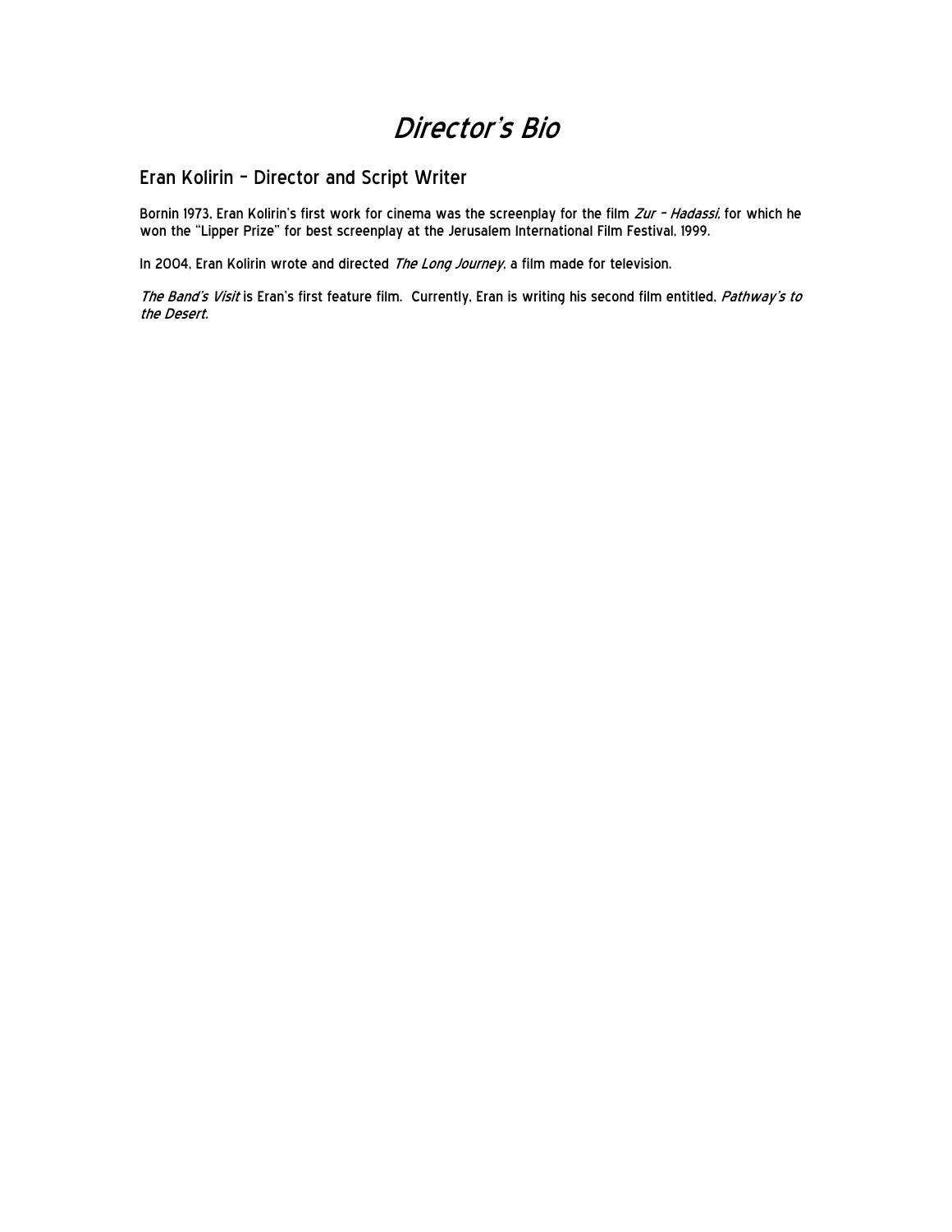# *Director's Bio*

## Eran Kolirin – Director and Script Writer

Bornin 1973, Eran Kolirin's first work for cinema was the screenplay for the film *Zur – Hadassi*, for which he won the "Lipper Prize" for best screenplay at the Jerusalem International Film Festival, 1999.

In 2004, Eran Kolirin wrote and directed *The Long Journey*, a film made for television.

*The Band's Visit* is Eran's first feature film. Currently, Eran is writing his second film entitled, *Pathway's to the Desert.*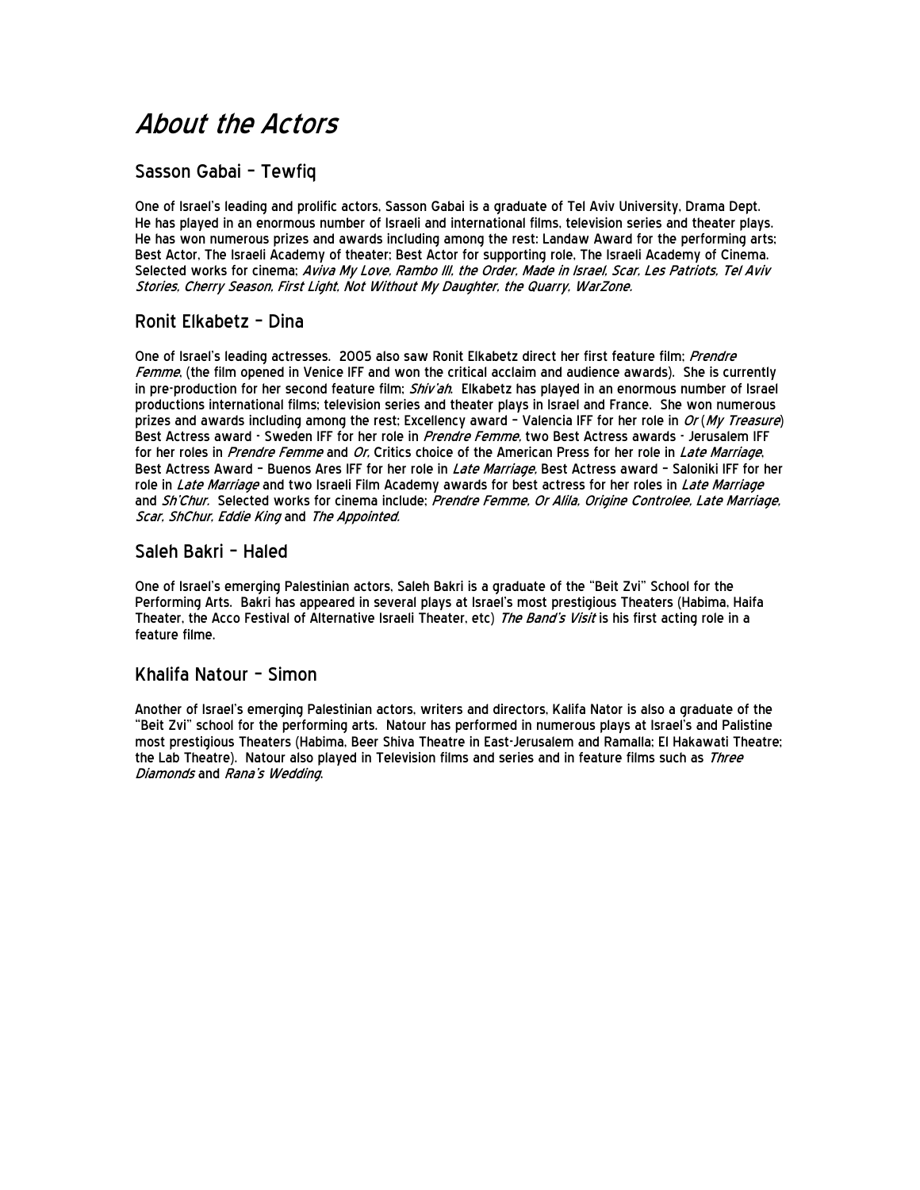# *About the Actors*

## Sasson Gabai – Tewfiq

One of Israel's leading and prolific actors, Sasson Gabai is a graduate of Tel Aviv University, Drama Dept. He has played in an enormous number of Israeli and international films, television series and theater plays. He has won numerous prizes and awards including among the rest: Landaw Award for the performing arts; Best Actor, The Israeli Academy of theater; Best Actor for supporting role, The Israeli Academy of Cinema. Selected works for cinema; *Aviva My Love, Rambo III, the Order, Made in Israel, Scar, Les Patriots, Tel Aviv Stories, Cherry Season, First Light, Not Without My Daughter, the Quarry, WarZone.*

## Ronit Elkabetz – Dina

One of Israel's leading actresses. 2005 also saw Ronit Elkabetz direct her first feature film; *Prendre Femme*, (the film opened in Venice IFF and won the critical acclaim and audience awards). She is currently in pre-production for her second feature film; *Shiv'ah*. Elkabetz has played in an enormous number of Israel productions international films; television series and theater plays in Israel and France. She won numerous prizes and awards including among the rest; Excellency award – Valencia IFF for her role in *Or* (*My Treasure*) Best Actress award - Sweden IFF for her role in *Prendre Femme*, two Best Actress awards - Jerusalem IFF for her roles in *Prendre Femme* and *Or*, Critics choice of the American Press for her role in *Late Marriage*, Best Actress Award – Buenos Ares IFF for her role in *Late Marriage*, Best Actress award – Saloniki IFF for her role in *Late Marriage* and two Israeli Film Academy awards for best actress for her roles in *Late Marriage* and *Sh'Chur*. Selected works for cinema include; *Prendre Femme, Or Alila, Origine Controlee, Late Marriage, Scar, ShChur, Eddie King* and *The Appointed*.

## Saleh Bakri – Haled

One of Israel's emerging Palestinian actors, Saleh Bakri is a graduate of the "Beit Zvi" School for the Performing Arts. Bakri has appeared in several plays at Israel's most prestigious Theaters (Habima, Haifa Theater, the Acco Festival of Alternative Israeli Theater, etc) *The Band's Visit* is his first acting role in a feature filme.

## Khalifa Natour – Simon

Another of Israel's emerging Palestinian actors, writers and directors, Kalifa Nator is also a graduate of the "Beit Zvi" school for the performing arts. Natour has performed in numerous plays at Israel's and Palistine most prestigious Theaters (Habima, Beer Shiva Theatre in East-Jerusalem and Ramalla; El Hakawati Theatre; the Lab Theatre). Natour also played in Television films and series and in feature films such as *Three Diamonds* and *Rana's Wedding*.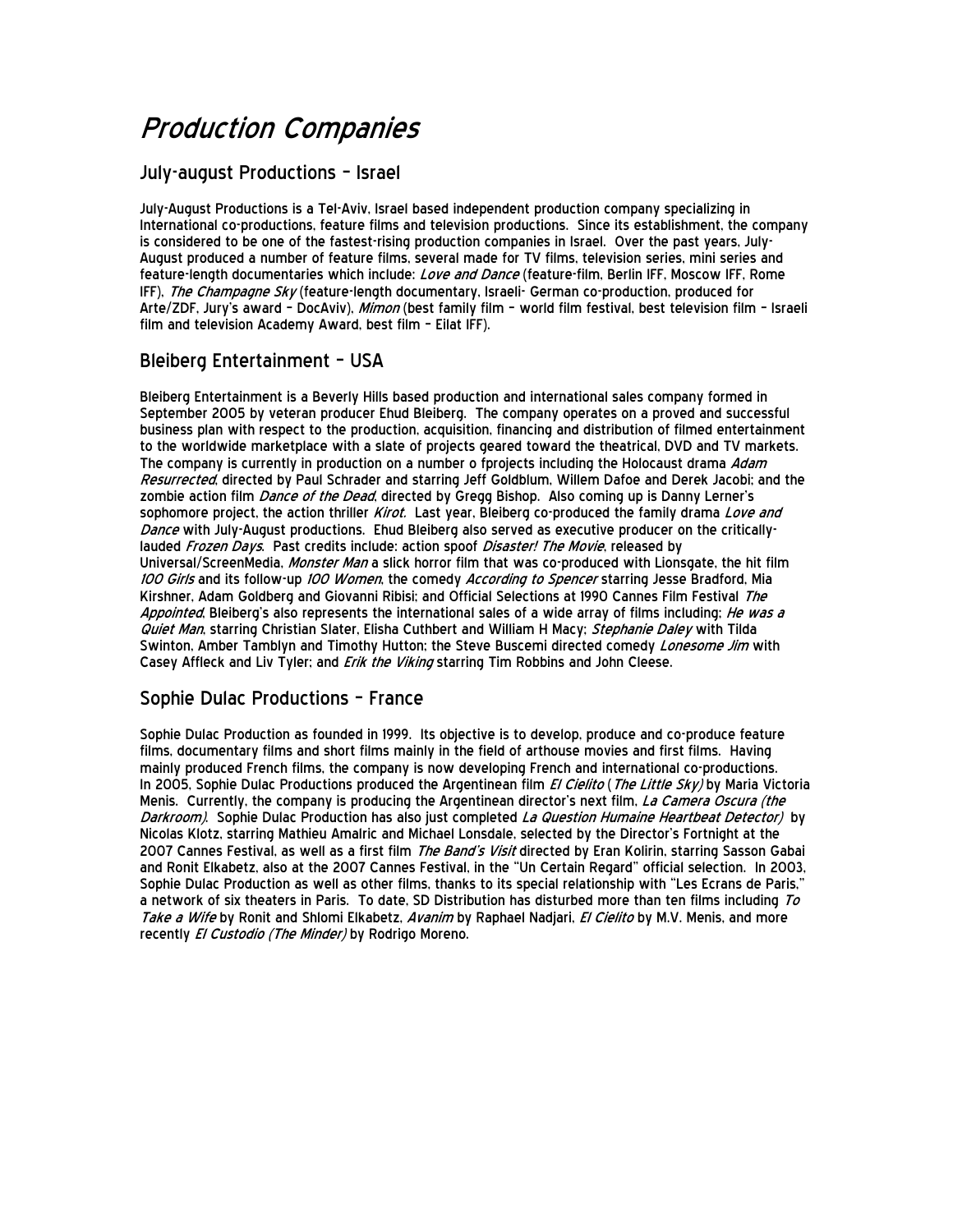# *Production Companies*

## July-august Productions – Israel

July-August Productions is a Tel-Aviv, Israel based independent production company specializing in International co-productions, feature films and television productions. Since its establishment, the company is considered to be one of the fastest-rising production companies in Israel. Over the past years, July-August produced a number of feature films, several made for TV films, television series, mini series and feature-length documentaries which include: *Love and Dance* (feature-film, Berlin IFF, Moscow IFF, Rome IFF), *The Champagne Sky* (feature-length documentary, Israeli- German co-production, produced for Arte/ZDF, Jury's award – DocAviv), *Mimon* (best family film – world film festival, best television film – Israeli film and television Academy Award, best film – Eilat IFF).

## Bleiberg Entertainment – USA

Bleiberg Entertainment is a Beverly Hills based production and international sales company formed in September 2005 by veteran producer Ehud Bleiberg. The company operates on a proved and successful business plan with respect to the production, acquisition, financing and distribution of filmed entertainment to the worldwide marketplace with a slate of projects geared toward the theatrical, DVD and TV markets. The company is currently in production on a number o fprojects including the Holocaust drama *Adam Resurrected*, directed by Paul Schrader and starring Jeff Goldblum, Willem Dafoe and Derek Jacobi; and the zombie action film *Dance of the Dead*, directed by Gregg Bishop. Also coming up is Danny Lerner's sophomore project, the action thriller *Kirot.* Last year, Bleiberg co-produced the family drama *Love and Dance* with July-August productions. Ehud Bleiberg also served as executive producer on the critically-lauded *Frozen Days*. Past credits include: action spoof *Disaster! The Movie*, released by Universal/ScreenMedia, *Monster Man* a slick horror film that was co-produced with Lionsgate, the hit film *100 Girls* and its follow-up *100 Women*, the comedy *According to Spencer* starring Jesse Bradford, Mia Kirshner, Adam Goldberg and Giovanni Ribisi; and Official Selections at 1990 Cannes Film Festival *The Appointed*. Bleiberg's also represents the international sales of a wide array of films including; *He was a Quiet Man*, starring Christian Slater, Elisha Cuthbert and William H Macy; *Stephanie Daley* with Tilda Swinton, Amber Tamblyn and Timothy Hutton; the Steve Buscemi directed comedy *Lonesome Jim* with Casey Affleck and Liv Tyler; and *Erik the Viking* starring Tim Robbins and John Cleese.

## Sophie Dulac Productions – France

Sophie Dulac Production as founded in 1999. Its objective is to develop, produce and co-produce feature films, documentary films and short films mainly in the field of arthouse movies and first films. Having mainly produced French films, the company is now developing French and international co-productions. In 2005, Sophie Dulac Productions produced the Argentinean film *El Cielito* (*The Little Sky)* by Maria Victoria Menis. Currently, the company is producing the Argentinean director's next film, *La Camera Oscura (the Darkroom)*. Sophie Dulac Production has also just completed *La Question Humaine Heartbeat Detector)* by Nicolas Klotz, starring Mathieu Amalric and Michael Lonsdale, selected by the Director's Fortnight at the 2007 Cannes Festival, as well as a first film *The Band's Visit* directed by Eran Kolirin, starring Sasson Gabai and Ronit Elkabetz, also at the 2007 Cannes Festival, in the "Un Certain Regard" official selection. In 2003, Sophie Dulac Production as well as other films, thanks to its special relationship with "Les Ecrans de Paris," a network of six theaters in Paris. To date, SD Distribution has disturbed more than ten films including *To Take a Wife* by Ronit and Shlomi Elkabetz, *Avanim* by Raphael Nadjari, *El Cielito* by M.V. Menis, and more recently *El Custodio (The Minder)* by Rodrigo Moreno.